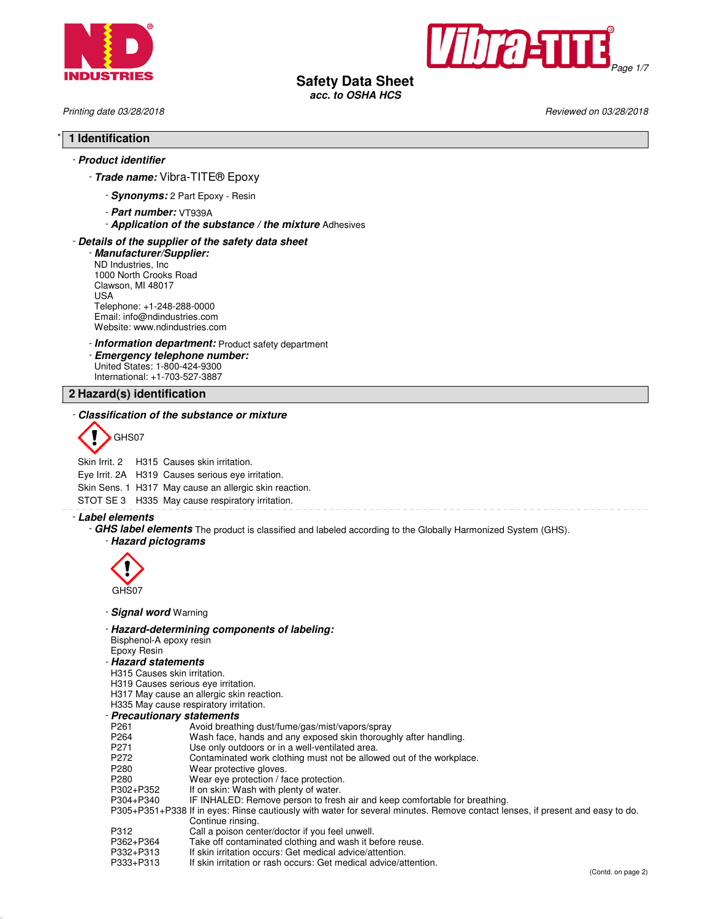# Safety Data Sheet
*acc. to OSHA HCS*

*Printing date 03/28/2018* *Reviewed on 03/28/2018*

## * 1 Identification

- ***Product identifier***
  - ***Trade name:*** Vibra-TITE® Epoxy
    - ***Synonyms:*** 2 Part Epoxy - Resin
    - ***Part number:*** VT939A
    - ***Application of the substance / the mixture*** Adhesives
- ***Details of the supplier of the safety data sheet***
  - ***Manufacturer/Supplier:***
    ND Industries, Inc
    1000 North Crooks Road
    Clawson, MI 48017
    USA
    Telephone: +1-248-288-0000
    Email: info@ndindustries.com
    Website: www.ndindustries.com
  - ***Information department:*** Product safety department
  - ***Emergency telephone number:***
    United States: 1-800-424-9300
    International: +1-703-527-3887

## 2 Hazard(s) identification

- ***Classification of the substance or mixture***

GHS07

| | | |
|---|---|---|
| Skin Irrit. 2 | H315 | Causes skin irritation. |
| Eye Irrit. 2A | H319 | Causes serious eye irritation. |
| Skin Sens. 1 | H317 | May cause an allergic skin reaction. |
| STOT SE 3 | H335 | May cause respiratory irritation. |

- ***Label elements***
  - ***GHS label elements*** The product is classified and labeled according to the Globally Harmonized System (GHS).
    - ***Hazard pictograms***

      GHS07

    - ***Signal word*** Warning
    - ***Hazard-determining components of labeling:***
      Bisphenol-A epoxy resin
      Epoxy Resin
    - ***Hazard statements***
      H315 Causes skin irritation.
      H319 Causes serious eye irritation.
      H317 May cause an allergic skin reaction.
      H335 May cause respiratory irritation.
    - ***Precautionary statements***

| | |
|---|---|
| P261 | Avoid breathing dust/fume/gas/mist/vapors/spray |
| P264 | Wash face, hands and any exposed skin thoroughly after handling. |
| P271 | Use only outdoors or in a well-ventilated area. |
| P272 | Contaminated work clothing must not be allowed out of the workplace. |
| P280 | Wear protective gloves. |
| P280 | Wear eye protection / face protection. |
| P302+P352 | If on skin: Wash with plenty of water. |
| P304+P340 | IF INHALED: Remove person to fresh air and keep comfortable for breathing. |
| P305+P351+P338 | If in eyes: Rinse cautiously with water for several minutes. Remove contact lenses, if present and easy to do. Continue rinsing. |
| P312 | Call a poison center/doctor if you feel unwell. |
| P362+P364 | Take off contaminated clothing and wash it before reuse. |
| P332+P313 | If skin irritation occurs: Get medical advice/attention. |
| P333+P313 | If skin irritation or rash occurs: Get medical advice/attention. |

(Contd. on page 2)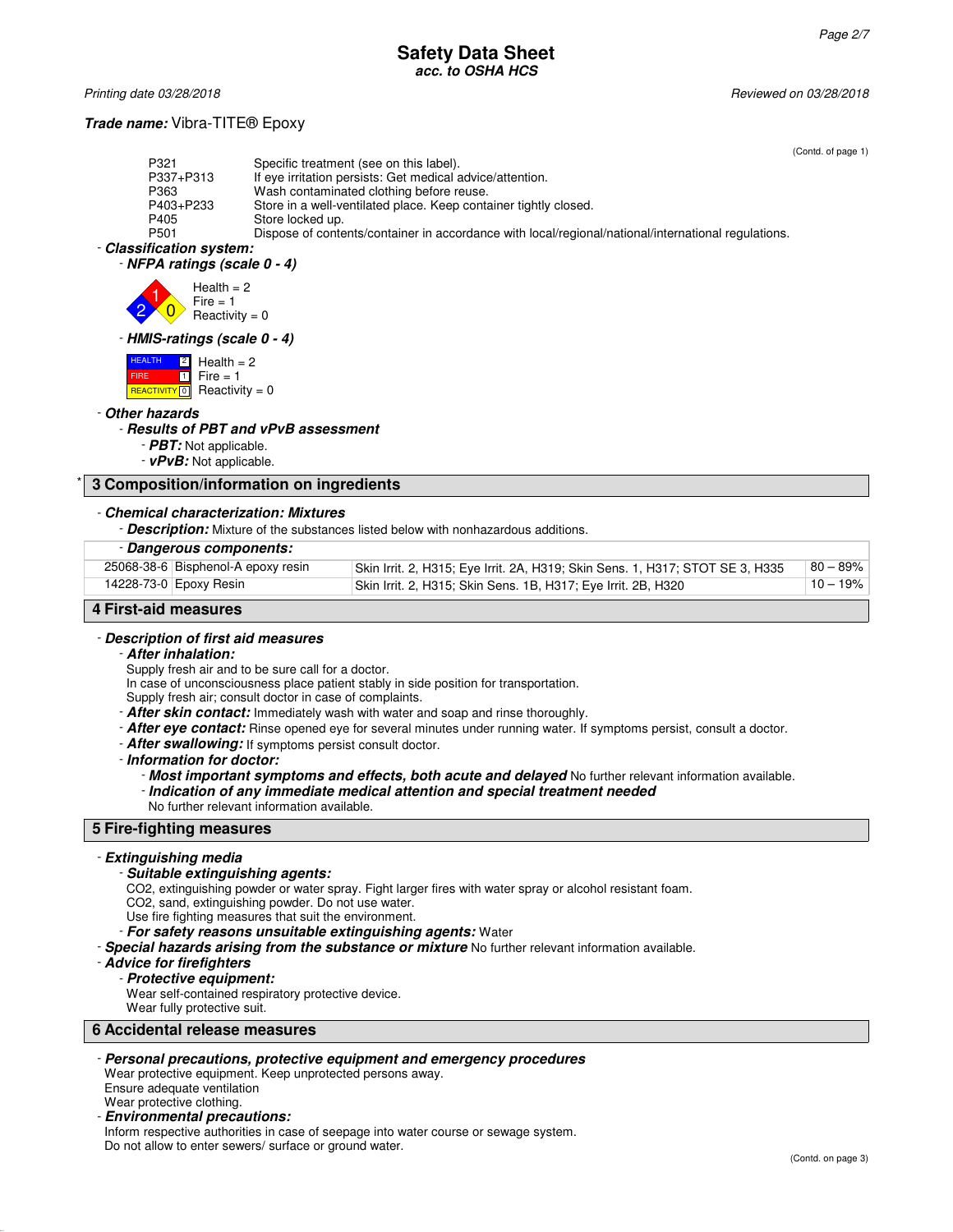(Contd. of page 1)

| | |
|---|---|
| P321 | Specific treatment (see on this label). |
| P337+P313 | If eye irritation persists: Get medical advice/attention. |
| P363 | Wash contaminated clothing before reuse. |
| P403+P233 | Store in a well-ventilated place. Keep container tightly closed. |
| P405 | Store locked up. |
| P501 | Dispose of contents/container in accordance with local/regional/national/international regulations. |

- ***Classification system:***
  - ***NFPA ratings (scale 0 - 4)***

    Health = 2
    Fire = 1
    Reactivity = 0

  - ***HMIS-ratings (scale 0 - 4)***

    HEALTH 2 Health = 2
    FIRE 1 Fire = 1
    REACTIVITY 0 Reactivity = 0

- ***Other hazards***
  - ***Results of PBT and vPvB assessment***
    - ***PBT:*** Not applicable.
    - ***vPvB:*** Not applicable.

## * 3 Composition/information on ingredients

- ***Chemical characterization: Mixtures***
  - ***Description:*** Mixture of the substances listed below with nonhazardous additions.

- ***Dangerous components:***

| | | | |
|---|---|---|---|
| 25068-38-6 | Bisphenol-A epoxy resin | Skin Irrit. 2, H315; Eye Irrit. 2A, H319; Skin Sens. 1, H317; STOT SE 3, H335 | 80 – 89% |
| 14228-73-0 | Epoxy Resin | Skin Irrit. 2, H315; Skin Sens. 1B, H317; Eye Irrit. 2B, H320 | 10 – 19% |

## 4 First-aid measures

- ***Description of first aid measures***
  - ***After inhalation:***
    Supply fresh air and to be sure call for a doctor.
    In case of unconsciousness place patient stably in side position for transportation.
    Supply fresh air; consult doctor in case of complaints.
  - ***After skin contact:*** Immediately wash with water and soap and rinse thoroughly.
  - ***After eye contact:*** Rinse opened eye for several minutes under running water. If symptoms persist, consult a doctor.
  - ***After swallowing:*** If symptoms persist consult doctor.
  - ***Information for doctor:***
    - ***Most important symptoms and effects, both acute and delayed*** No further relevant information available.
    - ***Indication of any immediate medical attention and special treatment needed***
      No further relevant information available.

## 5 Fire-fighting measures

- ***Extinguishing media***
  - ***Suitable extinguishing agents:***
    $CO_2$, extinguishing powder or water spray. Fight larger fires with water spray or alcohol resistant foam.
    $CO_2$, sand, extinguishing powder. Do not use water.
    Use fire fighting measures that suit the environment.
  - ***For safety reasons unsuitable extinguishing agents:*** Water
- ***Special hazards arising from the substance or mixture*** No further relevant information available.
- ***Advice for firefighters***
  - ***Protective equipment:***
    Wear self-contained respiratory protective device.
    Wear fully protective suit.

## 6 Accidental release measures

- ***Personal precautions, protective equipment and emergency procedures***
  Wear protective equipment. Keep unprotected persons away.
  Ensure adequate ventilation
  Wear protective clothing.
- ***Environmental precautions:***
  Inform respective authorities in case of seepage into water course or sewage system.
  Do not allow to enter sewers/ surface or ground water.

(Contd. on page 3)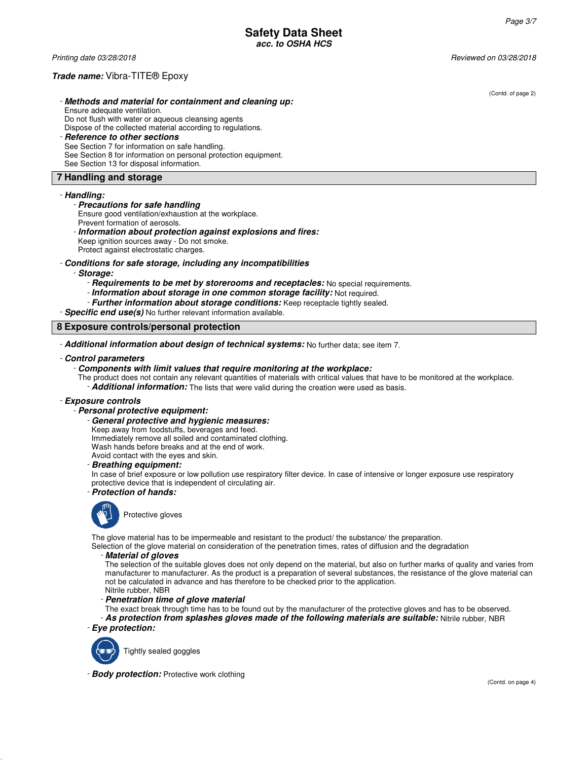**Trade name:** Vibra-TITE® Epoxy

(Contd. of page 2)

- ***Methods and material for containment and cleaning up:***
  Ensure adequate ventilation.
  Do not flush with water or aqueous cleansing agents
  Dispose of the collected material according to regulations.
- ***Reference to other sections***
  See Section 7 for information on safe handling.
  See Section 8 for information on personal protection equipment.
  See Section 13 for disposal information.

## 7 Handling and storage

- ***Handling:***
  - ***Precautions for safe handling***
    Ensure good ventilation/exhaustion at the workplace.
    Prevent formation of aerosols.
  - ***Information about protection against explosions and fires:***
    Keep ignition sources away - Do not smoke.
    Protect against electrostatic charges.
- ***Conditions for safe storage, including any incompatibilities***
  - ***Storage:***
    - ***Requirements to be met by storerooms and receptacles:*** No special requirements.
    - ***Information about storage in one common storage facility:*** Not required.
    - ***Further information about storage conditions:*** Keep receptacle tightly sealed.
- ***Specific end use(s)*** No further relevant information available.

## 8 Exposure controls/personal protection

- ***Additional information about design of technical systems:*** No further data; see item 7.
- ***Control parameters***
  - ***Components with limit values that require monitoring at the workplace:***
    The product does not contain any relevant quantities of materials with critical values that have to be monitored at the workplace.
    - ***Additional information:*** The lists that were valid during the creation were used as basis.
- ***Exposure controls***
  - ***Personal protective equipment:***
    - ***General protective and hygienic measures:***
      Keep away from foodstuffs, beverages and feed.
      Immediately remove all soiled and contaminated clothing.
      Wash hands before breaks and at the end of work.
      Avoid contact with the eyes and skin.
    - ***Breathing equipment:***
      In case of brief exposure or low pollution use respiratory filter device. In case of intensive or longer exposure use respiratory protective device that is independent of circulating air.
    - ***Protection of hands:***

      Protective gloves

      The glove material has to be impermeable and resistant to the product/ the substance/ the preparation.
      Selection of the glove material on consideration of the penetration times, rates of diffusion and the degradation
      - ***Material of gloves***
        The selection of the suitable gloves does not only depend on the material, but also on further marks of quality and varies from manufacturer to manufacturer. As the product is a preparation of several substances, the resistance of the glove material can not be calculated in advance and has therefore to be checked prior to the application.
        Nitrile rubber, NBR
      - ***Penetration time of glove material***
        The exact break through time has to be found out by the manufacturer of the protective gloves and has to be observed.
      - ***As protection from splashes gloves made of the following materials are suitable:*** Nitrile rubber, NBR
    - ***Eye protection:***

      Tightly sealed goggles

    - ***Body protection:*** Protective work clothing

(Contd. on page 4)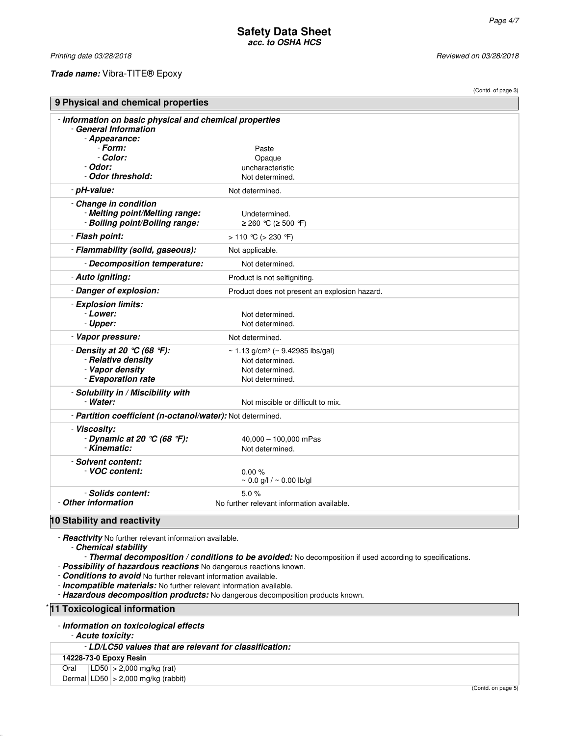## Safety Data Sheet
*acc. to OSHA HCS*

*Printing date 03/28/2018* *Reviewed on 03/28/2018*

***Trade name:*** Vibra-TITE® Epoxy

(Contd. of page 3)

## 9 Physical and chemical properties

- ***Information on basic physical and chemical properties***
  - ***General Information***
    - ***Appearance:***
      - ***Form:*** Paste
      - ***Color:*** Opaque
    - ***Odor:*** uncharacteristic
    - ***Odor threshold:*** Not determined.
  - ***pH-value:*** Not determined.
  - ***Change in condition***
    - ***Melting point/Melting range:*** Undetermined.
    - ***Boiling point/Boiling range:*** ≥ 260 °C (≥ 500 °F)
  - ***Flash point:*** > 110 °C (> 230 °F)
  - ***Flammability (solid, gaseous):*** Not applicable.
    - ***Decomposition temperature:*** Not determined.
  - ***Auto igniting:*** Product is not selfigniting.
  - ***Danger of explosion:*** Product does not present an explosion hazard.
  - ***Explosion limits:***
    - ***Lower:*** Not determined.
    - ***Upper:*** Not determined.
  - ***Vapor pressure:*** Not determined.
  - ***Density at 20 °C (68 °F):*** ~ 1.13 g/cm³ (~ 9.42985 lbs/gal)
    - ***Relative density*** Not determined.
    - ***Vapor density*** Not determined.
    - ***Evaporation rate*** Not determined.
  - ***Solubility in / Miscibility with***
    - ***Water:*** Not miscible or difficult to mix.
  - ***Partition coefficient (n-octanol/water):*** Not determined.
  - ***Viscosity:***
    - ***Dynamic at 20 °C (68 °F):*** 40,000 – 100,000 mPas
    - ***Kinematic:*** Not determined.
  - ***Solvent content:***
    - ***VOC content:*** 0.00 %; ~ 0.0 g/l / ~ 0.00 lb/gl
    - ***Solids content:*** 5.0 %
- ***Other information*** No further relevant information available.

## 10 Stability and reactivity

- ***Reactivity*** No further relevant information available.
  - ***Chemical stability***
    - ***Thermal decomposition / conditions to be avoided:*** No decomposition if used according to specifications.
- ***Possibility of hazardous reactions*** No dangerous reactions known.
- ***Conditions to avoid*** No further relevant information available.
- ***Incompatible materials:*** No further relevant information available.
- ***Hazardous decomposition products:*** No dangerous decomposition products known.

## * 11 Toxicological information

- ***Information on toxicological effects***
  - ***Acute toxicity:***

| - ***LD/LC50 values that are relevant for classification:*** | | |
|---|---|---|
| **14228-73-0 Epoxy Resin** | | |
| Oral | LD50 | > 2,000 mg/kg (rat) |
| Dermal | LD50 | > 2,000 mg/kg (rabbit) |

(Contd. on page 5)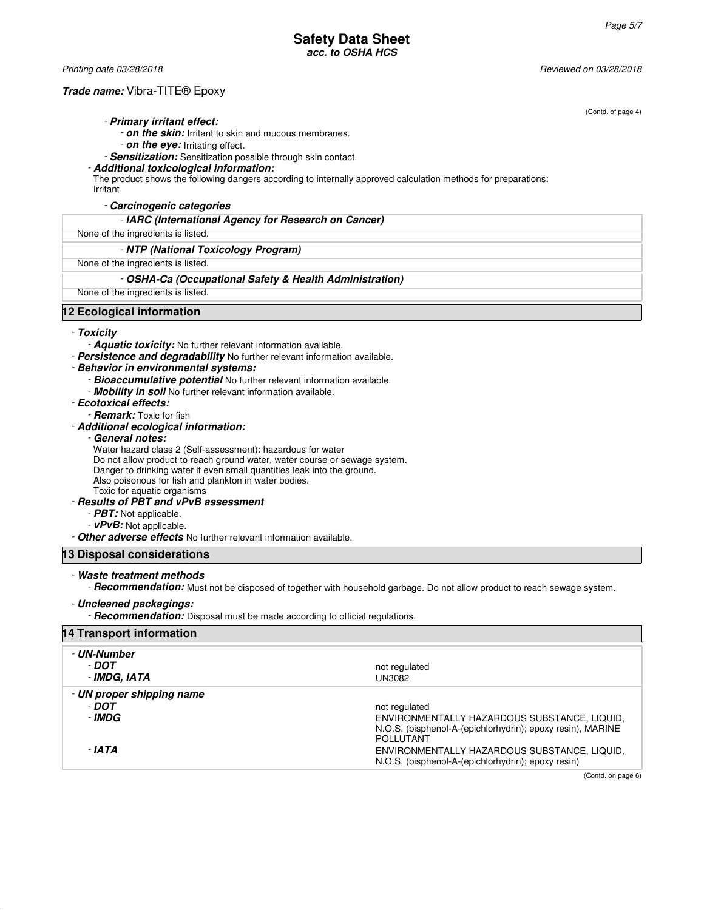(Contd. of page 4)

- ***Primary irritant effect:***
  - ***on the skin:*** Irritant to skin and mucous membranes.
  - ***on the eye:*** Irritating effect.
- ***Sensitization:*** Sensitization possible through skin contact.
- ***Additional toxicological information:***

The product shows the following dangers according to internally approved calculation methods for preparations:
Irritant

- ***Carcinogenic categories***

| - IARC (International Agency for Research on Cancer) |
|---|
| None of the ingredients is listed. |

| - NTP (National Toxicology Program) |
|---|
| None of the ingredients is listed. |

| - OSHA-Ca (Occupational Safety & Health Administration) |
|---|
| None of the ingredients is listed. |

## 12 Ecological information

- ***Toxicity***
  - ***Aquatic toxicity:*** No further relevant information available.
- ***Persistence and degradability*** No further relevant information available.
- ***Behavior in environmental systems:***
  - ***Bioaccumulative potential*** No further relevant information available.
  - ***Mobility in soil*** No further relevant information available.
- ***Ecotoxical effects:***
  - ***Remark:*** Toxic for fish
- ***Additional ecological information:***
  - ***General notes:***

    Water hazard class 2 (Self-assessment): hazardous for water
    Do not allow product to reach ground water, water course or sewage system.
    Danger to drinking water if even small quantities leak into the ground.
    Also poisonous for fish and plankton in water bodies.
    Toxic for aquatic organisms
- ***Results of PBT and vPvB assessment***
  - ***PBT:*** Not applicable.
  - ***vPvB:*** Not applicable.
- ***Other adverse effects*** No further relevant information available.

## 13 Disposal considerations

- ***Waste treatment methods***
  - ***Recommendation:*** Must not be disposed of together with household garbage. Do not allow product to reach sewage system.
- ***Uncleaned packagings:***
  - ***Recommendation:*** Disposal must be made according to official regulations.

## 14 Transport information

| | |
|---|---|
| **- UN-Number** | |
| - DOT | not regulated |
| - IMDG, IATA | UN3082 |
| **- UN proper shipping name** | |
| - DOT | not regulated |
| - IMDG | ENVIRONMENTALLY HAZARDOUS SUBSTANCE, LIQUID, N.O.S. (bisphenol-A-(epichlorhydrin); epoxy resin), MARINE POLLUTANT |
| - IATA | ENVIRONMENTALLY HAZARDOUS SUBSTANCE, LIQUID, N.O.S. (bisphenol-A-(epichlorhydrin); epoxy resin) |

(Contd. on page 6)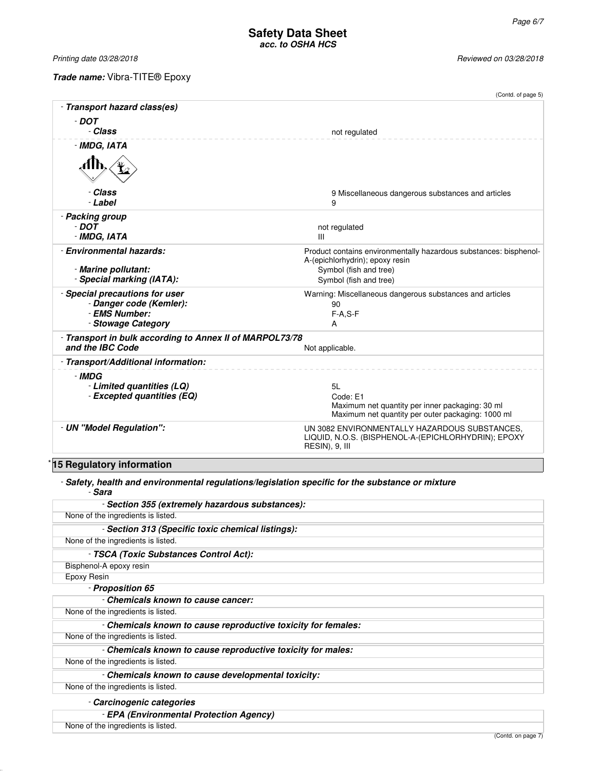**Safety Data Sheet**
***acc. to OSHA HCS***

*Printing date 03/28/2018* *Reviewed on 03/28/2018*

***Trade name:*** Vibra-TITE® Epoxy

(Contd. of page 5)

- ***Transport hazard class(es)***
  - ***DOT***
    - ***Class*** not regulated
  - ***IMDG, IATA***
    - ***Class*** 9 Miscellaneous dangerous substances and articles
    - ***Label*** 9
- ***Packing group***
  - ***DOT*** not regulated
  - ***IMDG, IATA*** III
- ***Environmental hazards:*** Product contains environmentally hazardous substances: bisphenol-A-(epichlorhydrin); epoxy resin
  - ***Marine pollutant:*** Symbol (fish and tree)
  - ***Special marking (IATA):*** Symbol (fish and tree)
- ***Special precautions for user*** Warning: Miscellaneous dangerous substances and articles
  - ***Danger code (Kemler):*** 90
  - ***EMS Number:*** F-A,S-F
  - ***Stowage Category*** A
- ***Transport in bulk according to Annex II of MARPOL73/78 and the IBC Code*** Not applicable.
- ***Transport/Additional information:***
  - ***IMDG***
    - ***Limited quantities (LQ)*** 5L
    - ***Excepted quantities (EQ)*** Code: E1
      Maximum net quantity per inner packaging: 30 ml
      Maximum net quantity per outer packaging: 1000 ml
- ***UN "Model Regulation":*** UN 3082 ENVIRONMENTALLY HAZARDOUS SUBSTANCES, LIQUID, N.O.S. (BISPHENOL-A-(EPICHLORHYDRIN); EPOXY RESIN), 9, III

## * 15 Regulatory information

- ***Safety, health and environmental regulations/legislation specific for the substance or mixture***
  - ***Sara***

- ***Section 355 (extremely hazardous substances):***

None of the ingredients is listed.

- ***Section 313 (Specific toxic chemical listings):***

None of the ingredients is listed.

- ***TSCA (Toxic Substances Control Act):***

Bisphenol-A epoxy resin

Epoxy Resin

- ***Proposition 65***

- ***Chemicals known to cause cancer:***

None of the ingredients is listed.

- ***Chemicals known to cause reproductive toxicity for females:***

None of the ingredients is listed.

- ***Chemicals known to cause reproductive toxicity for males:***

None of the ingredients is listed.

- ***Chemicals known to cause developmental toxicity:***

None of the ingredients is listed.

- ***Carcinogenic categories***

- ***EPA (Environmental Protection Agency)***

None of the ingredients is listed.

(Contd. on page 7)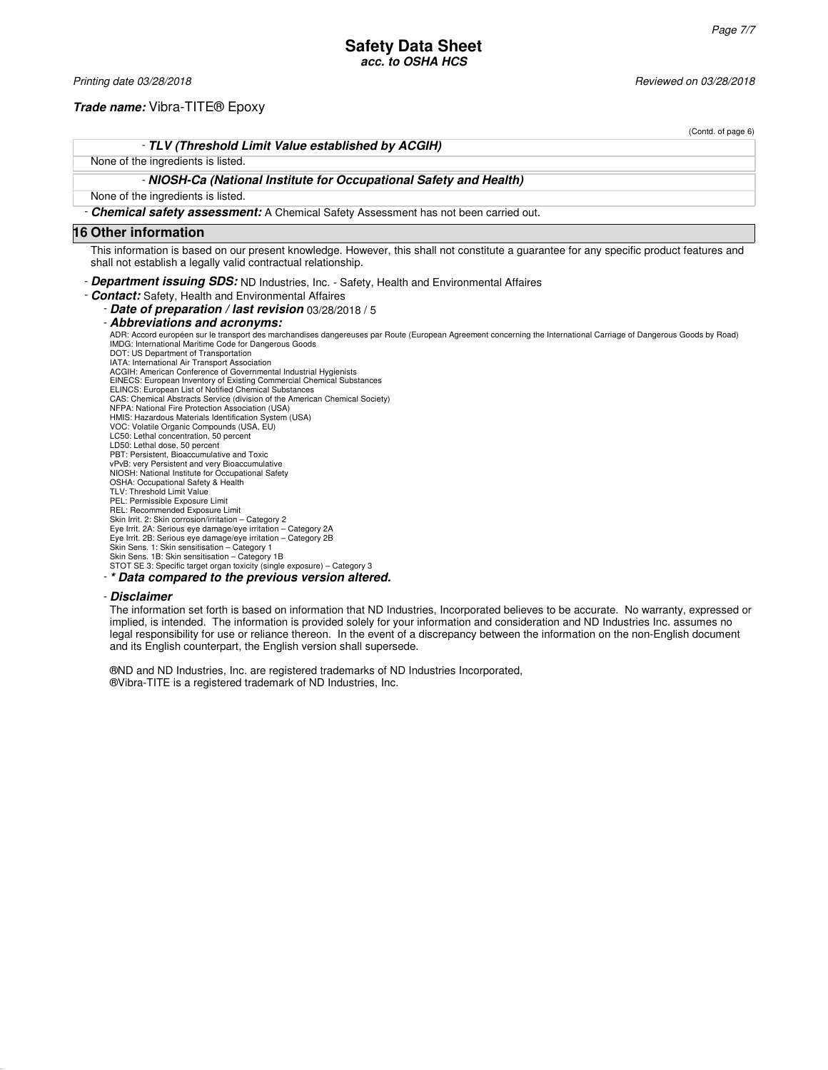**Trade name:** Vibra-TITE® Epoxy

(Contd. of page 6)

- ***TLV (Threshold Limit Value established by ACGIH)***

None of the ingredients is listed.

- ***NIOSH-Ca (National Institute for Occupational Safety and Health)***

None of the ingredients is listed.

- ***Chemical safety assessment:*** A Chemical Safety Assessment has not been carried out.

## 16 Other information

This information is based on our present knowledge. However, this shall not constitute a guarantee for any specific product features and shall not establish a legally valid contractual relationship.

- ***Department issuing SDS:*** ND Industries, Inc. - Safety, Health and Environmental Affaires
- ***Contact:*** Safety, Health and Environmental Affaires
  - ***Date of preparation / last revision*** 03/28/2018 / 5
  - ***Abbreviations and acronyms:***

ADR: Accord européen sur le transport des marchandises dangereuses par Route (European Agreement concerning the International Carriage of Dangerous Goods by Road)
IMDG: International Maritime Code for Dangerous Goods
DOT: US Department of Transportation
IATA: International Air Transport Association
ACGIH: American Conference of Governmental Industrial Hygienists
EINECS: European Inventory of Existing Commercial Chemical Substances
ELINCS: European List of Notified Chemical Substances
CAS: Chemical Abstracts Service (division of the American Chemical Society)
NFPA: National Fire Protection Association (USA)
HMIS: Hazardous Materials Identification System (USA)
VOC: Volatile Organic Compounds (USA, EU)
LC50: Lethal concentration, 50 percent
LD50: Lethal dose, 50 percent
PBT: Persistent, Bioaccumulative and Toxic
vPvB: very Persistent and very Bioaccumulative
NIOSH: National Institute for Occupational Safety
OSHA: Occupational Safety & Health
TLV: Threshold Limit Value
PEL: Permissible Exposure Limit
REL: Recommended Exposure Limit
Skin Irrit. 2: Skin corrosion/irritation – Category 2
Eye Irrit. 2A: Serious eye damage/eye irritation – Category 2A
Eye Irrit. 2B: Serious eye damage/eye irritation – Category 2B
Skin Sens. 1: Skin sensitisation – Category 1
Skin Sens. 1B: Skin sensitisation – Category 1B
STOT SE 3: Specific target organ toxicity (single exposure) – Category 3

- ***\* Data compared to the previous version altered.***

- ***Disclaimer***

The information set forth is based on information that ND Industries, Incorporated believes to be accurate. No warranty, expressed or implied, is intended. The information is provided solely for your information and consideration and ND Industries Inc. assumes no legal responsibility for use or reliance thereon. In the event of a discrepancy between the information on the non-English document and its English counterpart, the English version shall supersede.

®ND and ND Industries, Inc. are registered trademarks of ND Industries Incorporated,
®Vibra-TITE is a registered trademark of ND Industries, Inc.